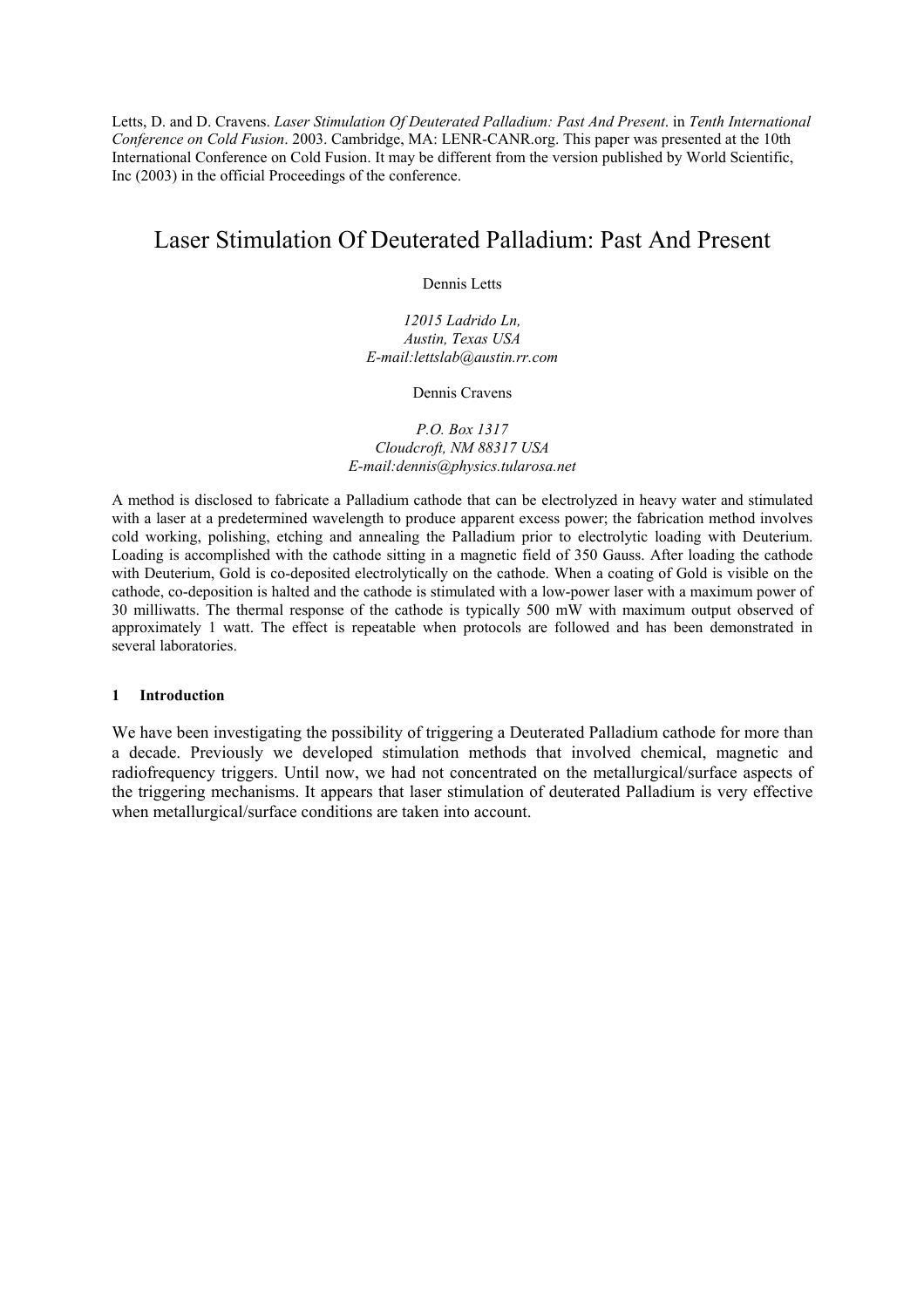Letts, D. and D. Cravens. *Laser Stimulation Of Deuterated Palladium: Past And Present*. in *Tenth International Conference on Cold Fusion*. 2003. Cambridge, MA: LENR-CANR.org. This paper was presented at the 10th International Conference on Cold Fusion. It may be different from the version published by World Scientific, Inc (2003) in the official Proceedings of the conference.

# Laser Stimulation Of Deuterated Palladium: Past And Present

Dennis Letts

*12015 Ladrido Ln,*
*Austin, Texas USA*
*E-mail:lettslab@austin.rr.com*

Dennis Cravens

*P.O. Box 1317*
*Cloudcroft, NM 88317 USA*
*E-mail:dennis@physics.tularosa.net*

A method is disclosed to fabricate a Palladium cathode that can be electrolyzed in heavy water and stimulated with a laser at a predetermined wavelength to produce apparent excess power; the fabrication method involves cold working, polishing, etching and annealing the Palladium prior to electrolytic loading with Deuterium. Loading is accomplished with the cathode sitting in a magnetic field of 350 Gauss. After loading the cathode with Deuterium, Gold is co-deposited electrolytically on the cathode. When a coating of Gold is visible on the cathode, co-deposition is halted and the cathode is stimulated with a low-power laser with a maximum power of 30 milliwatts. The thermal response of the cathode is typically 500 mW with maximum output observed of approximately 1 watt. The effect is repeatable when protocols are followed and has been demonstrated in several laboratories.

## 1 Introduction

We have been investigating the possibility of triggering a Deuterated Palladium cathode for more than a decade. Previously we developed stimulation methods that involved chemical, magnetic and radiofrequency triggers. Until now, we had not concentrated on the metallurgical/surface aspects of the triggering mechanisms. It appears that laser stimulation of deuterated Palladium is very effective when metallurgical/surface conditions are taken into account.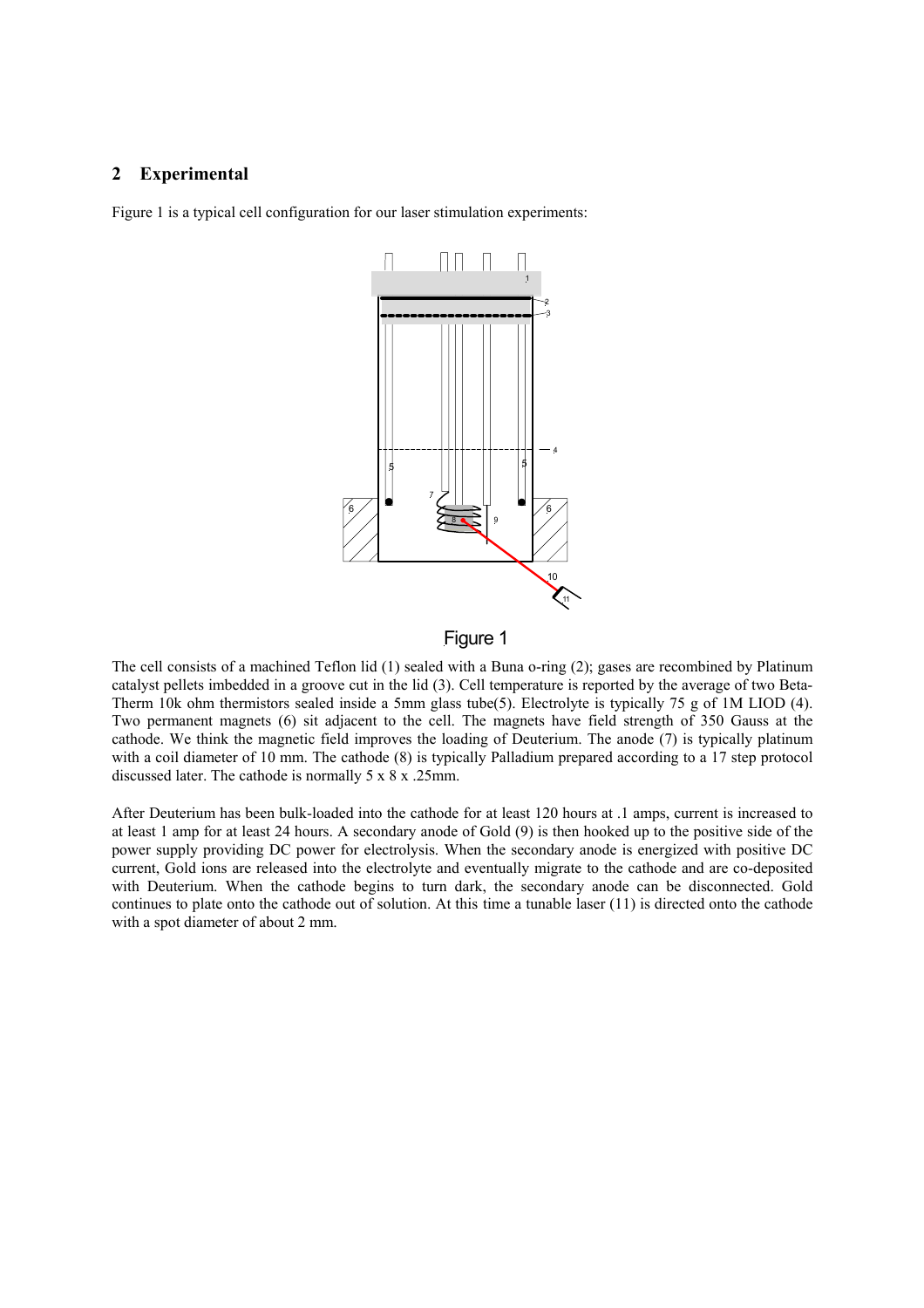## 2 Experimental

Figure 1 is a typical cell configuration for our laser stimulation experiments:

Figure 1

The cell consists of a machined Teflon lid (1) sealed with a Buna o-ring (2); gases are recombined by Platinum catalyst pellets imbedded in a groove cut in the lid (3). Cell temperature is reported by the average of two Beta-Therm 10k ohm thermistors sealed inside a 5mm glass tube(5). Electrolyte is typically 75 g of 1M LIOD (4). Two permanent magnets (6) sit adjacent to the cell. The magnets have field strength of 350 Gauss at the cathode. We think the magnetic field improves the loading of Deuterium. The anode (7) is typically platinum with a coil diameter of 10 mm. The cathode (8) is typically Palladium prepared according to a 17 step protocol discussed later. The cathode is normally 5 x 8 x .25mm.

After Deuterium has been bulk-loaded into the cathode for at least 120 hours at .1 amps, current is increased to at least 1 amp for at least 24 hours. A secondary anode of Gold (9) is then hooked up to the positive side of the power supply providing DC power for electrolysis. When the secondary anode is energized with positive DC current, Gold ions are released into the electrolyte and eventually migrate to the cathode and are co-deposited with Deuterium. When the cathode begins to turn dark, the secondary anode can be disconnected. Gold continues to plate onto the cathode out of solution. At this time a tunable laser (11) is directed onto the cathode with a spot diameter of about 2 mm.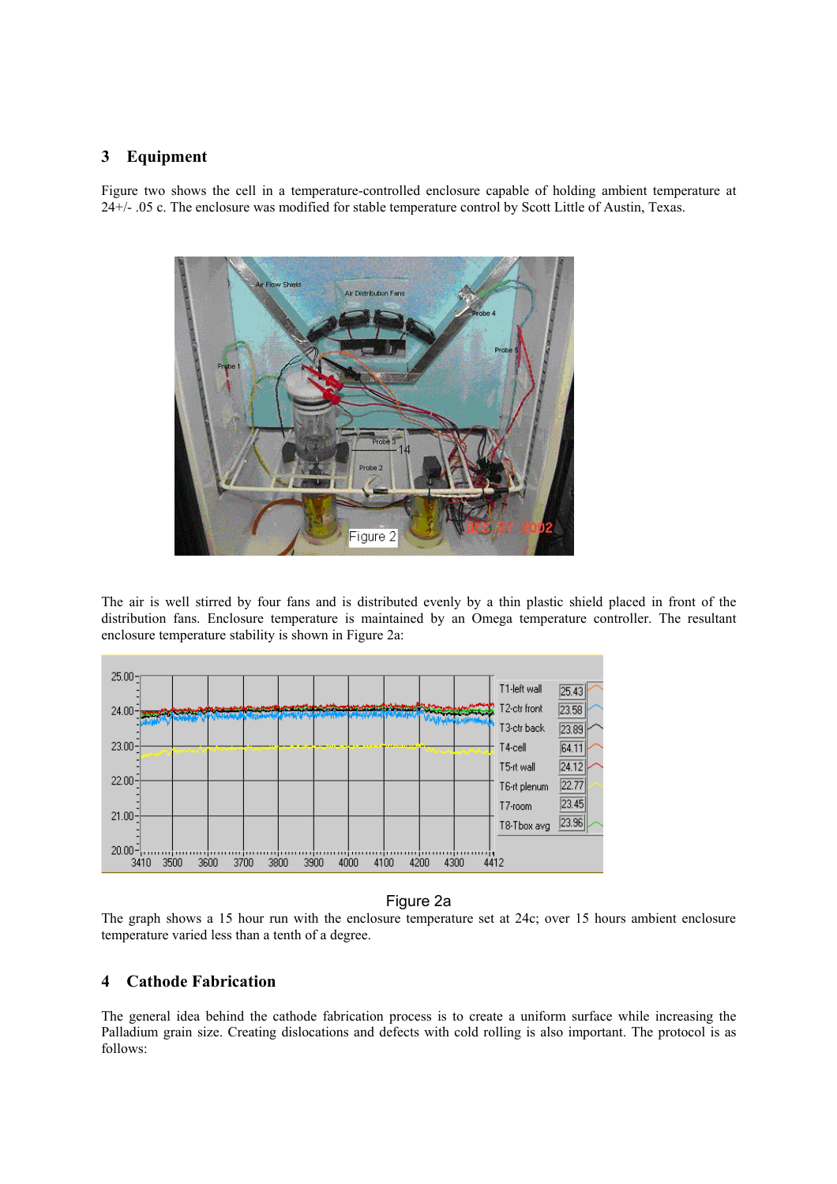## 3 Equipment

Figure two shows the cell in a temperature-controlled enclosure capable of holding ambient temperature at 24+/- .05 c. The enclosure was modified for stable temperature control by Scott Little of Austin, Texas.

Figure 2

The air is well stirred by four fans and is distributed evenly by a thin plastic shield placed in front of the distribution fans. Enclosure temperature is maintained by an Omega temperature controller. The resultant enclosure temperature stability is shown in Figure 2a:

Figure 2a

The graph shows a 15 hour run with the enclosure temperature set at 24c; over 15 hours ambient enclosure temperature varied less than a tenth of a degree.

## 4 Cathode Fabrication

The general idea behind the cathode fabrication process is to create a uniform surface while increasing the Palladium grain size. Creating dislocations and defects with cold rolling is also important. The protocol is as follows: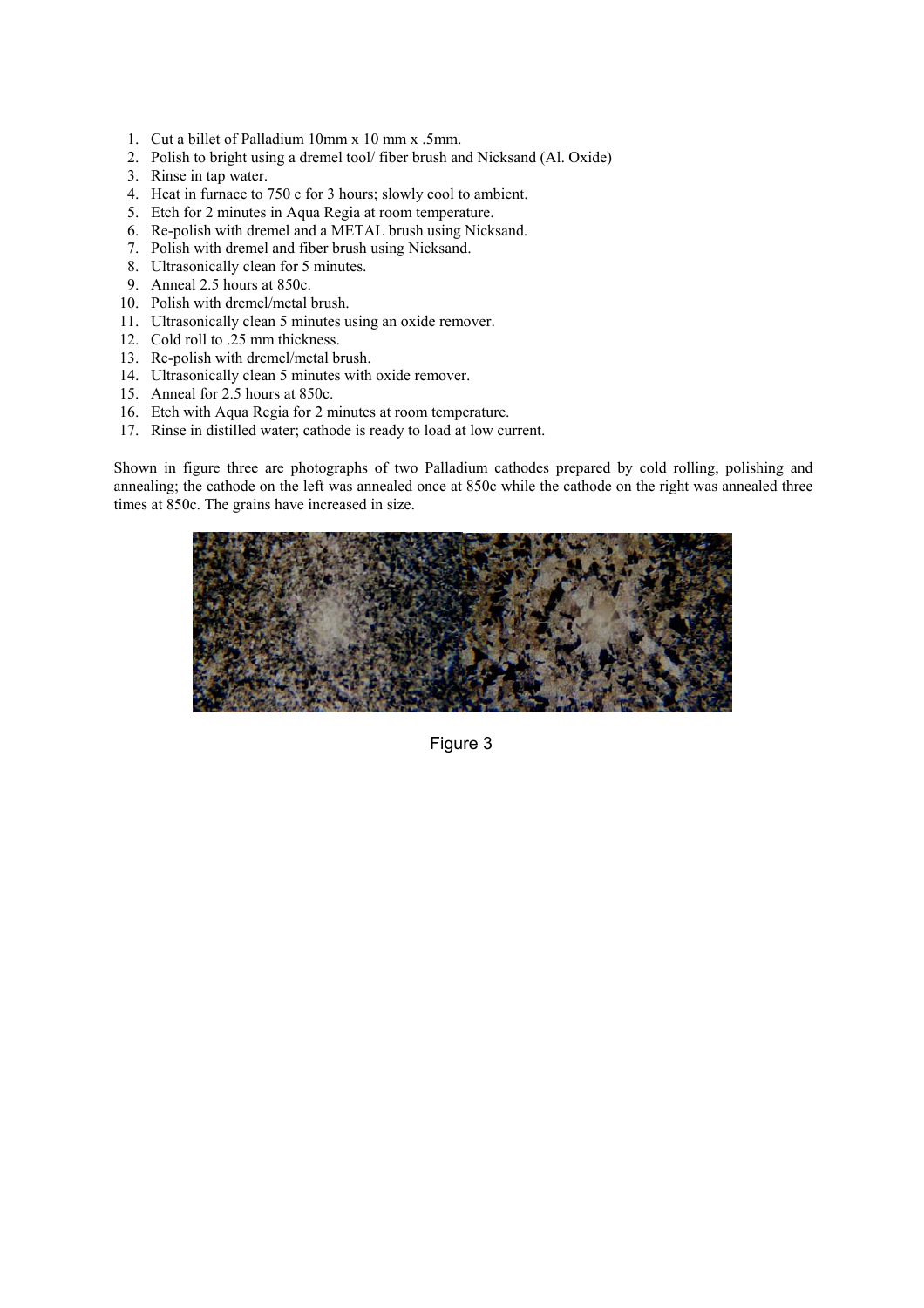1. Cut a billet of Palladium 10mm x 10 mm x .5mm.
2. Polish to bright using a dremel tool/ fiber brush and Nicksand (Al. Oxide)
3. Rinse in tap water.
4. Heat in furnace to 750 c for 3 hours; slowly cool to ambient.
5. Etch for 2 minutes in Aqua Regia at room temperature.
6. Re-polish with dremel and a METAL brush using Nicksand.
7. Polish with dremel and fiber brush using Nicksand.
8. Ultrasonically clean for 5 minutes.
9. Anneal 2.5 hours at 850c.
10. Polish with dremel/metal brush.
11. Ultrasonically clean 5 minutes using an oxide remover.
12. Cold roll to .25 mm thickness.
13. Re-polish with dremel/metal brush.
14. Ultrasonically clean 5 minutes with oxide remover.
15. Anneal for 2.5 hours at 850c.
16. Etch with Aqua Regia for 2 minutes at room temperature.
17. Rinse in distilled water; cathode is ready to load at low current.

Shown in figure three are photographs of two Palladium cathodes prepared by cold rolling, polishing and annealing; the cathode on the left was annealed once at 850c while the cathode on the right was annealed three times at 850c. The grains have increased in size.

Figure 3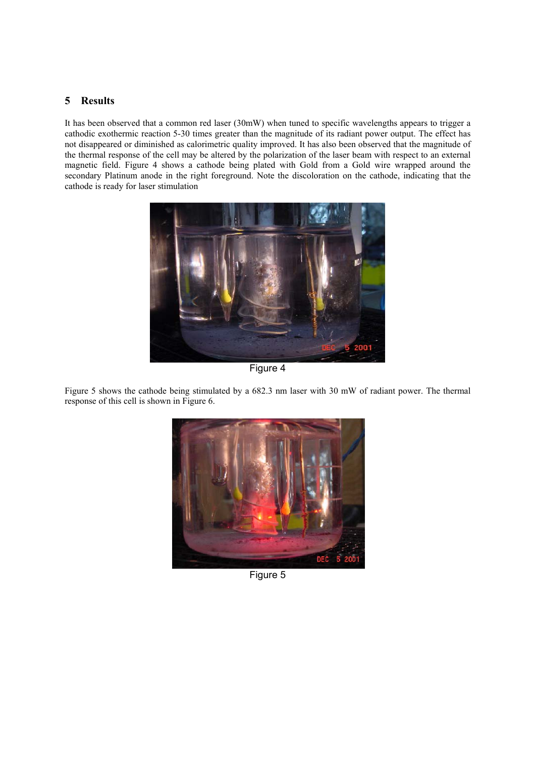## 5 Results

It has been observed that a common red laser (30mW) when tuned to specific wavelengths appears to trigger a cathodic exothermic reaction 5-30 times greater than the magnitude of its radiant power output. The effect has not disappeared or diminished as calorimetric quality improved. It has also been observed that the magnitude of the thermal response of the cell may be altered by the polarization of the laser beam with respect to an external magnetic field. Figure 4 shows a cathode being plated with Gold from a Gold wire wrapped around the secondary Platinum anode in the right foreground. Note the discoloration on the cathode, indicating that the cathode is ready for laser stimulation

Figure 4

Figure 5 shows the cathode being stimulated by a 682.3 nm laser with 30 mW of radiant power. The thermal response of this cell is shown in Figure 6.

Figure 5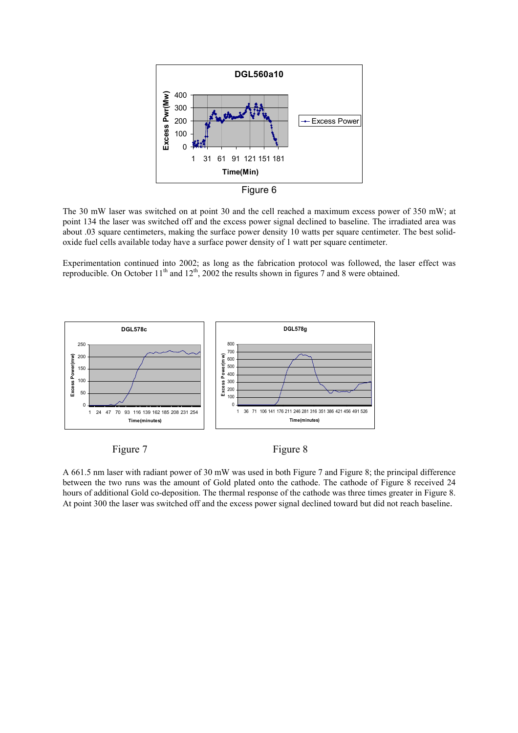Figure 6

The 30 mW laser was switched on at point 30 and the cell reached a maximum excess power of 350 mW; at point 134 the laser was switched off and the excess power signal declined to baseline. The irradiated area was about .03 square centimeters, making the surface power density 10 watts per square centimeter. The best solid-oxide fuel cells available today have a surface power density of 1 watt per square centimeter.

Experimentation continued into 2002; as long as the fabrication protocol was followed, the laser effect was reproducible. On October 11$^{th}$ and 12$^{th}$, 2002 the results shown in figures 7 and 8 were obtained.

Figure 7

Figure 8

A 661.5 nm laser with radiant power of 30 mW was used in both Figure 7 and Figure 8; the principal difference between the two runs was the amount of Gold plated onto the cathode. The cathode of Figure 8 received 24 hours of additional Gold co-deposition. The thermal response of the cathode was three times greater in Figure 8. At point 300 the laser was switched off and the excess power signal declined toward but did not reach baseline.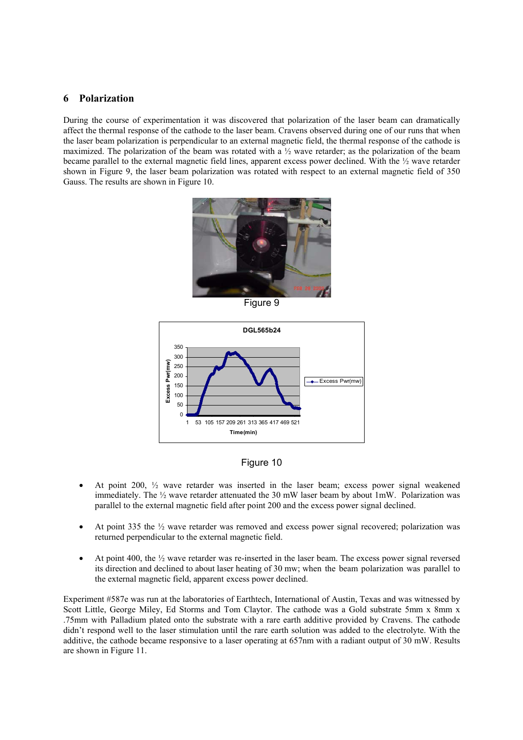## 6 Polarization

During the course of experimentation it was discovered that polarization of the laser beam can dramatically affect the thermal response of the cathode to the laser beam. Cravens observed during one of our runs that when the laser beam polarization is perpendicular to an external magnetic field, the thermal response of the cathode is maximized. The polarization of the beam was rotated with a ½ wave retarder; as the polarization of the beam became parallel to the external magnetic field lines, apparent excess power declined. With the ½ wave retarder shown in Figure 9, the laser beam polarization was rotated with respect to an external magnetic field of 350 Gauss. The results are shown in Figure 10.

Figure 9

Figure 10

- At point 200, ½ wave retarder was inserted in the laser beam; excess power signal weakened immediately. The ½ wave retarder attenuated the 30 mW laser beam by about 1mW. Polarization was parallel to the external magnetic field after point 200 and the excess power signal declined.
- At point 335 the ½ wave retarder was removed and excess power signal recovered; polarization was returned perpendicular to the external magnetic field.
- At point 400, the ½ wave retarder was re-inserted in the laser beam. The excess power signal reversed its direction and declined to about laser heating of 30 mw; when the beam polarization was parallel to the external magnetic field, apparent excess power declined.

Experiment #587e was run at the laboratories of Earthtech, International of Austin, Texas and was witnessed by Scott Little, George Miley, Ed Storms and Tom Claytor. The cathode was a Gold substrate 5mm x 8mm x .75mm with Palladium plated onto the substrate with a rare earth additive provided by Cravens. The cathode didn't respond well to the laser stimulation until the rare earth solution was added to the electrolyte. With the additive, the cathode became responsive to a laser operating at 657nm with a radiant output of 30 mW. Results are shown in Figure 11.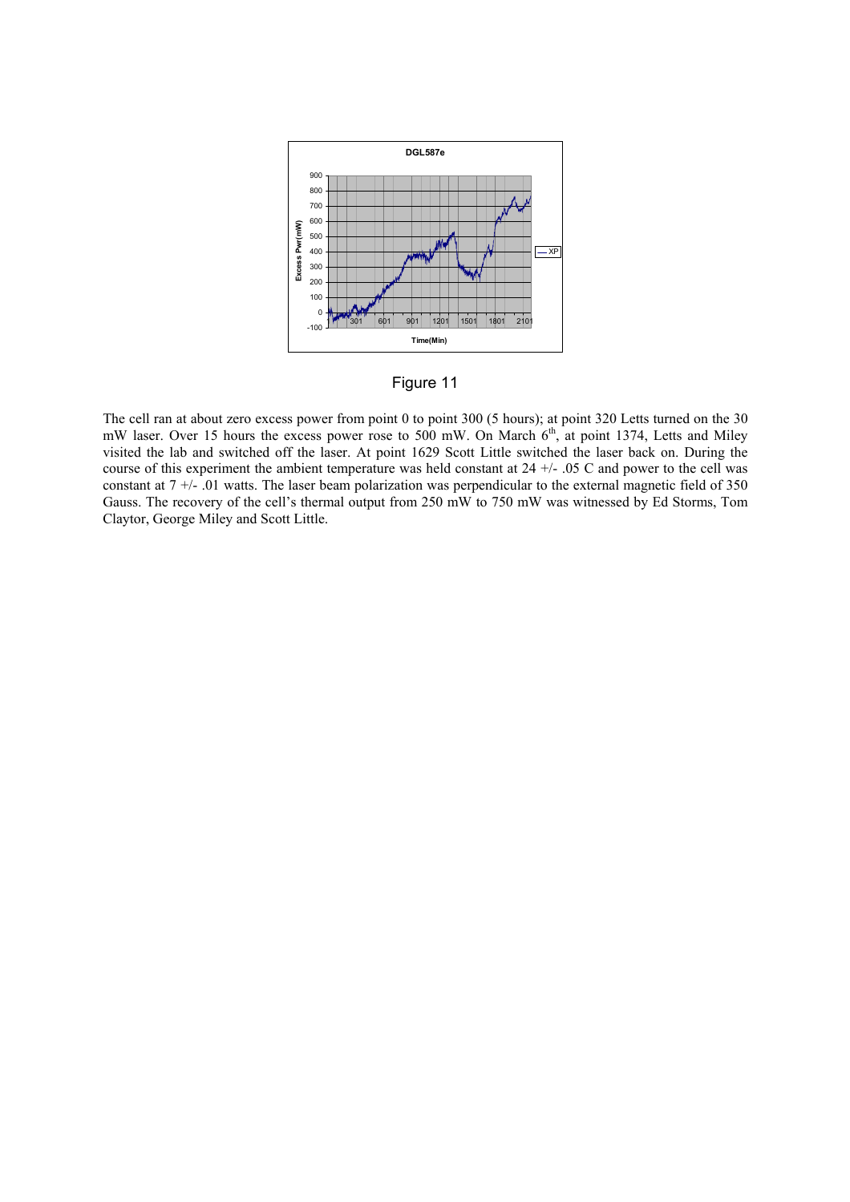Figure 11

The cell ran at about zero excess power from point 0 to point 300 (5 hours); at point 320 Letts turned on the 30 mW laser. Over 15 hours the excess power rose to 500 mW. On March 6[th], at point 1374, Letts and Miley visited the lab and switched off the laser. At point 1629 Scott Little switched the laser back on. During the course of this experiment the ambient temperature was held constant at 24 +/- .05 C and power to the cell was constant at 7 +/- .01 watts. The laser beam polarization was perpendicular to the external magnetic field of 350 Gauss. The recovery of the cell's thermal output from 250 mW to 750 mW was witnessed by Ed Storms, Tom Claytor, George Miley and Scott Little.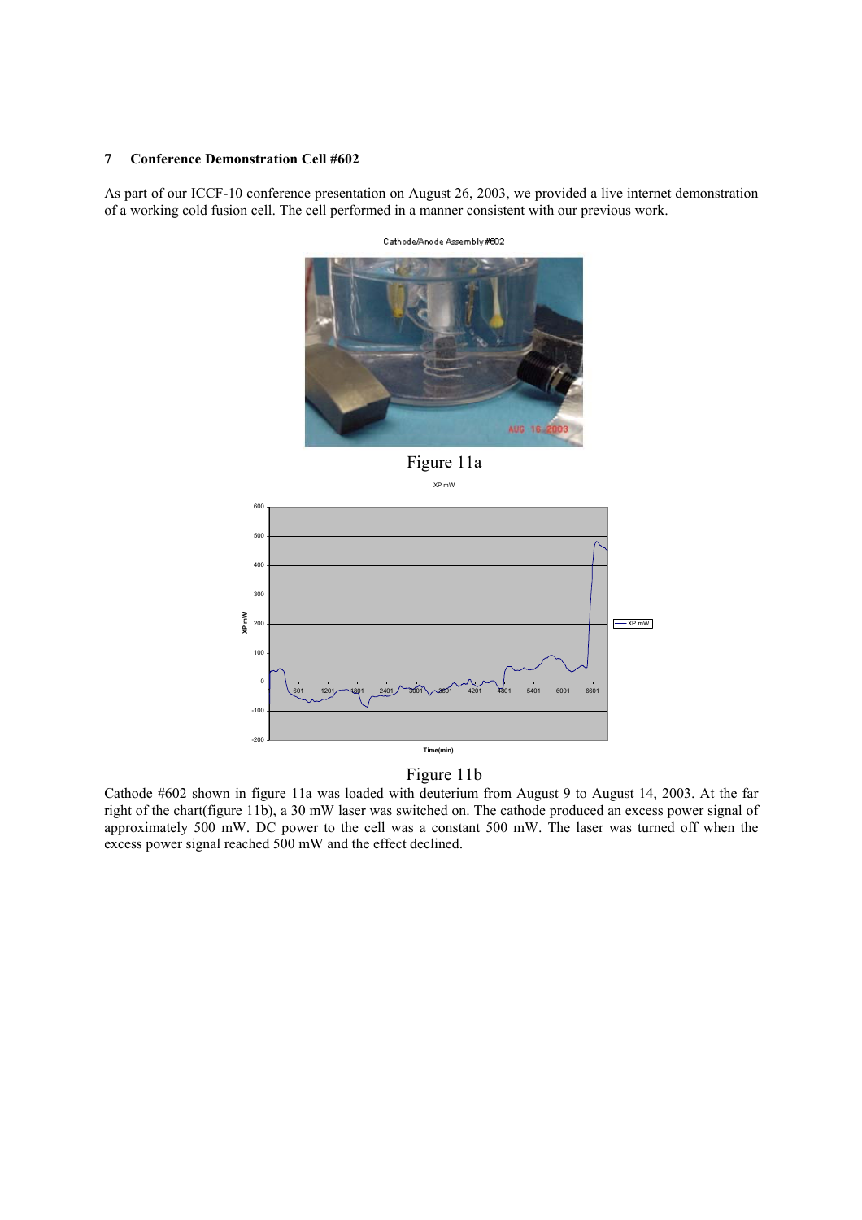## 7 Conference Demonstration Cell #602

As part of our ICCF-10 conference presentation on August 26, 2003, we provided a live internet demonstration of a working cold fusion cell. The cell performed in a manner consistent with our previous work.

Cathode/Anode Assembly #602

Figure 11a

Figure 11b

Cathode #602 shown in figure 11a was loaded with deuterium from August 9 to August 14, 2003. At the far right of the chart(figure 11b), a 30 mW laser was switched on. The cathode produced an excess power signal of approximately 500 mW. DC power to the cell was a constant 500 mW. The laser was turned off when the excess power signal reached 500 mW and the effect declined.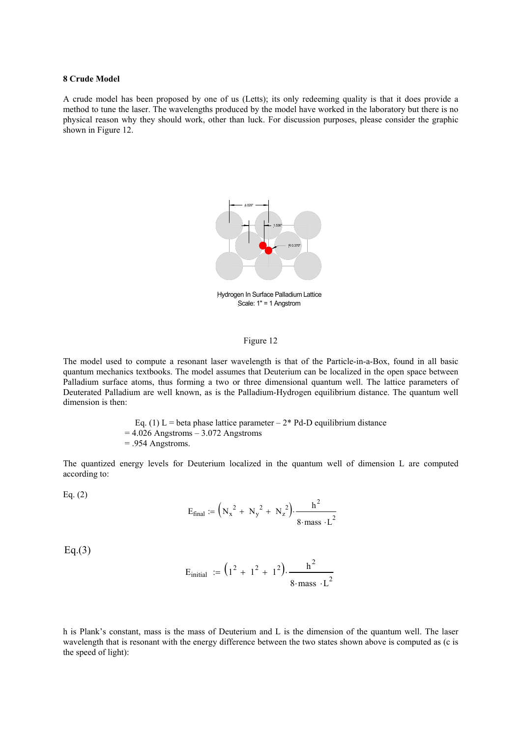## 8 Crude Model

A crude model has been proposed by one of us (Letts); its only redeeming quality is that it does provide a method to tune the laser. The wavelengths produced by the model have worked in the laboratory but there is no physical reason why they should work, other than luck. For discussion purposes, please consider the graphic shown in Figure 12.

Hydrogen In Surface Palladium Lattice
Scale: 1" = 1 Angstrom

Figure 12

The model used to compute a resonant laser wavelength is that of the Particle-in-a-Box, found in all basic quantum mechanics textbooks. The model assumes that Deuterium can be localized in the open space between Palladium surface atoms, thus forming a two or three dimensional quantum well. The lattice parameters of Deuterated Palladium are well known, as is the Palladium-Hydrogen equilibrium distance. The quantum well dimension is then:

Eq. (1) L = beta phase lattice parameter – 2* Pd-D equilibrium distance
= 4.026 Angstroms – 3.072 Angstroms
= .954 Angstroms.

The quantized energy levels for Deuterium localized in the quantum well of dimension L are computed according to:

Eq. (2)

$$E_{final} := \left(N_x^{\,2} + N_y^{\,2} + N_z^{\,2}\right)\cdot\frac{h^2}{8\cdot mass\cdot L^2}$$

Eq.(3)

$$E_{initial} := \left(1^2 + 1^2 + 1^2\right)\cdot\frac{h^2}{8\cdot mass\cdot L^2}$$

h is Plank's constant, mass is the mass of Deuterium and L is the dimension of the quantum well. The laser wavelength that is resonant with the energy difference between the two states shown above is computed as (c is the speed of light):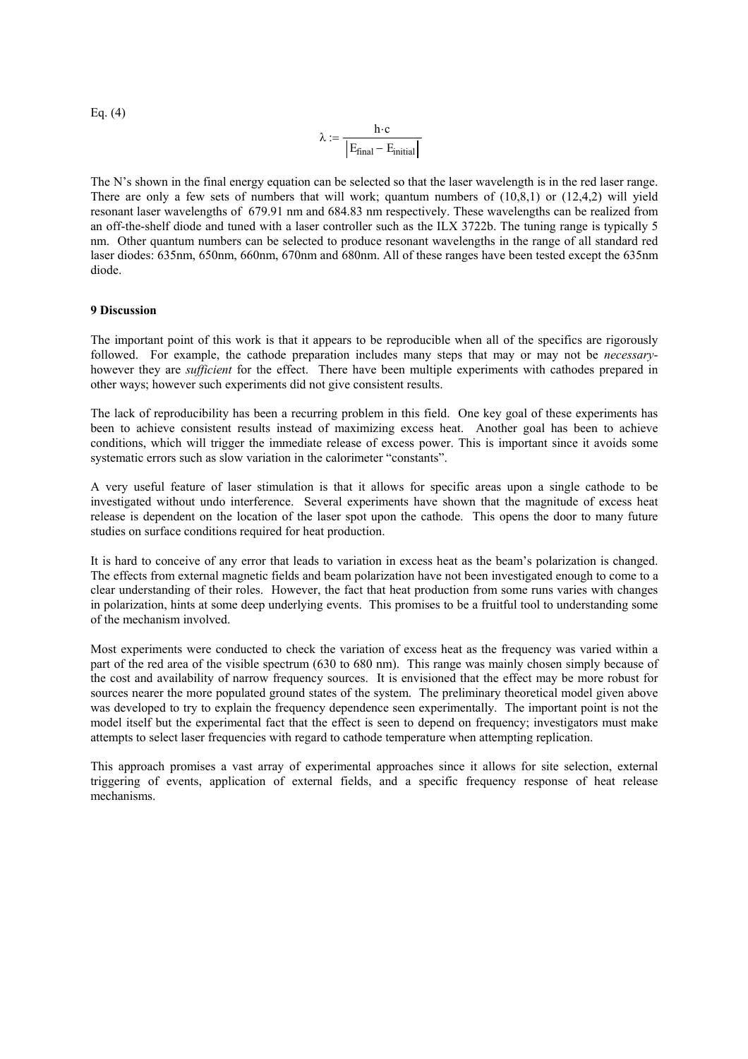Eq. (4)

$$\lambda := \frac{h \cdot c}{\left| E_{final} - E_{initial} \right|}$$

The N's shown in the final energy equation can be selected so that the laser wavelength is in the red laser range. There are only a few sets of numbers that will work; quantum numbers of (10,8,1) or (12,4,2) will yield resonant laser wavelengths of 679.91 nm and 684.83 nm respectively. These wavelengths can be realized from an off-the-shelf diode and tuned with a laser controller such as the ILX 3722b. The tuning range is typically 5 nm. Other quantum numbers can be selected to produce resonant wavelengths in the range of all standard red laser diodes: 635nm, 650nm, 660nm, 670nm and 680nm. All of these ranges have been tested except the 635nm diode.

**9 Discussion**

The important point of this work is that it appears to be reproducible when all of the specifics are rigorously followed. For example, the cathode preparation includes many steps that may or may not be *necessary*- however they are *sufficient* for the effect. There have been multiple experiments with cathodes prepared in other ways; however such experiments did not give consistent results.

The lack of reproducibility has been a recurring problem in this field. One key goal of these experiments has been to achieve consistent results instead of maximizing excess heat. Another goal has been to achieve conditions, which will trigger the immediate release of excess power. This is important since it avoids some systematic errors such as slow variation in the calorimeter "constants".

A very useful feature of laser stimulation is that it allows for specific areas upon a single cathode to be investigated without undo interference. Several experiments have shown that the magnitude of excess heat release is dependent on the location of the laser spot upon the cathode. This opens the door to many future studies on surface conditions required for heat production.

It is hard to conceive of any error that leads to variation in excess heat as the beam's polarization is changed. The effects from external magnetic fields and beam polarization have not been investigated enough to come to a clear understanding of their roles. However, the fact that heat production from some runs varies with changes in polarization, hints at some deep underlying events. This promises to be a fruitful tool to understanding some of the mechanism involved.

Most experiments were conducted to check the variation of excess heat as the frequency was varied within a part of the red area of the visible spectrum (630 to 680 nm). This range was mainly chosen simply because of the cost and availability of narrow frequency sources. It is envisioned that the effect may be more robust for sources nearer the more populated ground states of the system. The preliminary theoretical model given above was developed to try to explain the frequency dependence seen experimentally. The important point is not the model itself but the experimental fact that the effect is seen to depend on frequency; investigators must make attempts to select laser frequencies with regard to cathode temperature when attempting replication.

This approach promises a vast array of experimental approaches since it allows for site selection, external triggering of events, application of external fields, and a specific frequency response of heat release mechanisms.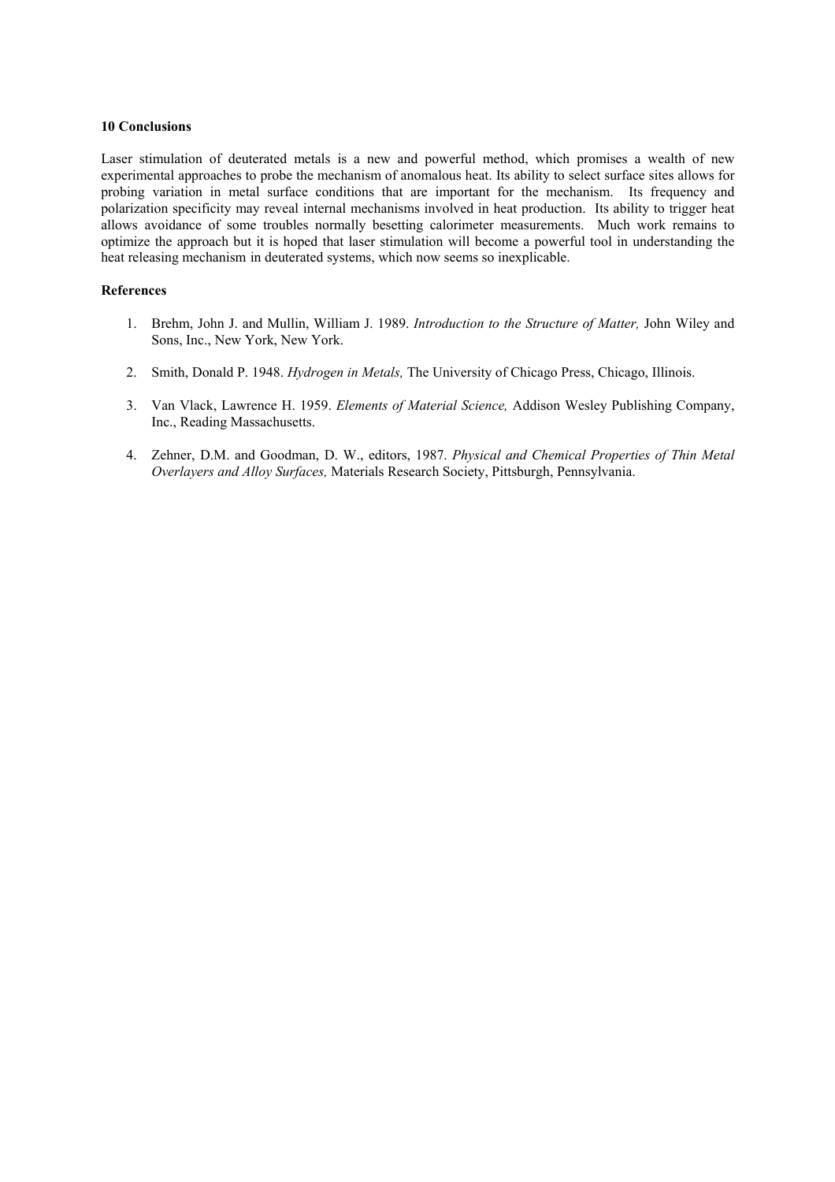## 10 Conclusions

Laser stimulation of deuterated metals is a new and powerful method, which promises a wealth of new experimental approaches to probe the mechanism of anomalous heat. Its ability to select surface sites allows for probing variation in metal surface conditions that are important for the mechanism. Its frequency and polarization specificity may reveal internal mechanisms involved in heat production. Its ability to trigger heat allows avoidance of some troubles normally besetting calorimeter measurements. Much work remains to optimize the approach but it is hoped that laser stimulation will become a powerful tool in understanding the heat releasing mechanism in deuterated systems, which now seems so inexplicable.

## References

1. Brehm, John J. and Mullin, William J. 1989. *Introduction to the Structure of Matter,* John Wiley and Sons, Inc., New York, New York.

2. Smith, Donald P. 1948. *Hydrogen in Metals,* The University of Chicago Press, Chicago, Illinois.

3. Van Vlack, Lawrence H. 1959. *Elements of Material Science,* Addison Wesley Publishing Company, Inc., Reading Massachusetts.

4. Zehner, D.M. and Goodman, D. W., editors, 1987. *Physical and Chemical Properties of Thin Metal Overlayers and Alloy Surfaces,* Materials Research Society, Pittsburgh, Pennsylvania.